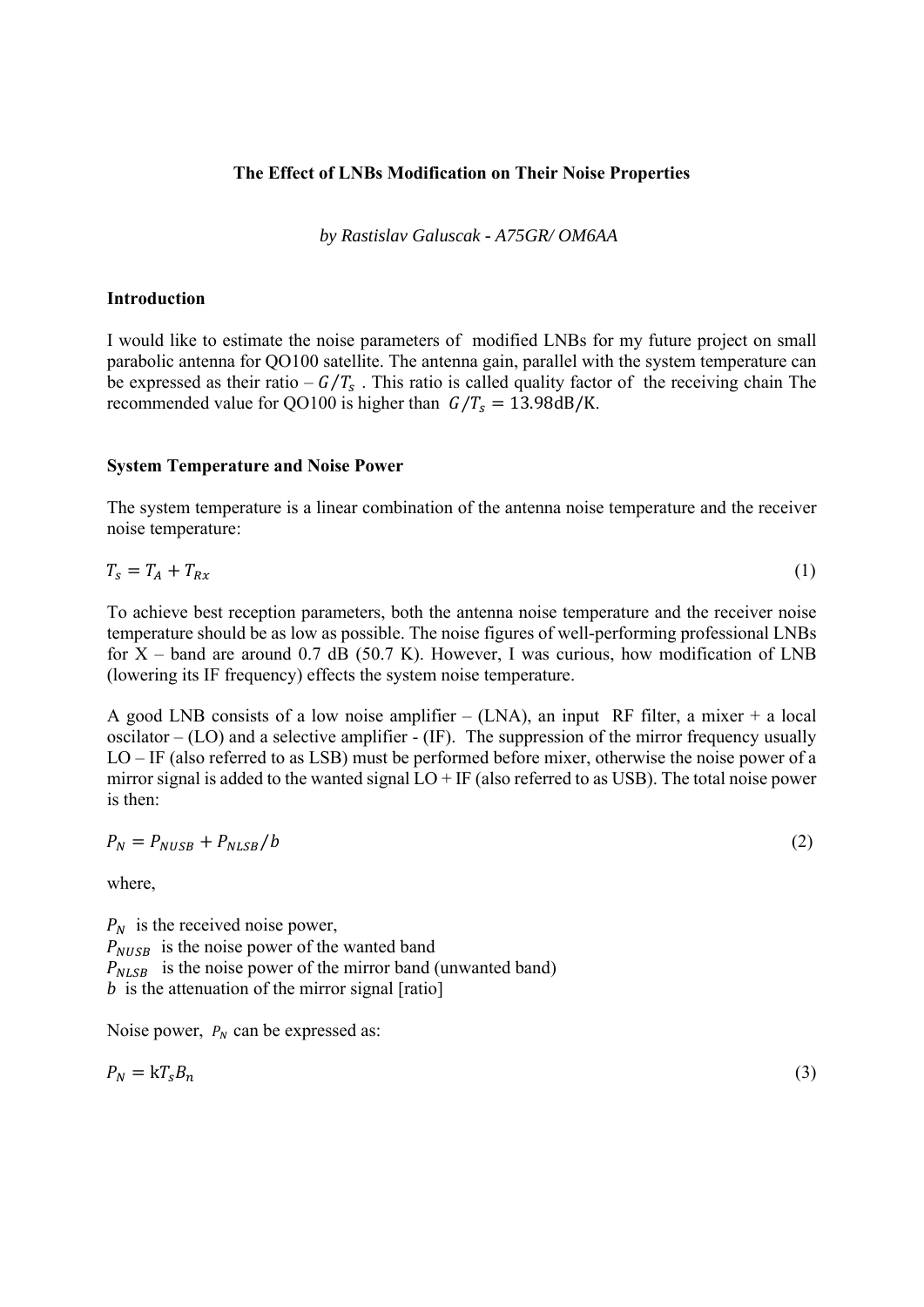# The Effect of LNBs Modification on Their Noise Properties

*by Rastislav Galuscak - A75GR/ OM6AA*

## Introduction

I would like to estimate the noise parameters of modified LNBs for my future project on small parabolic antenna for QO100 satellite. The antenna gain, parallel with the system temperature can be expressed as their ratio – $G/T_s$ . This ratio is called quality factor of the receiving chain The recommended value for QO100 is higher than $G/T_s = 13.98\text{dB/K}$.

## System Temperature and Noise Power

The system temperature is a linear combination of the antenna noise temperature and the receiver noise temperature:

$$T_s = T_A + T_{Rx} \tag{1}$$

To achieve best reception parameters, both the antenna noise temperature and the receiver noise temperature should be as low as possible. The noise figures of well-performing professional LNBs for X – band are around 0.7 dB (50.7 K). However, I was curious, how modification of LNB (lowering its IF frequency) effects the system noise temperature.

A good LNB consists of a low noise amplifier – (LNA), an input RF filter, a mixer + a local oscilator – (LO) and a selective amplifier - (IF). The suppression of the mirror frequency usually LO – IF (also referred to as LSB) must be performed before mixer, otherwise the noise power of a mirror signal is added to the wanted signal LO + IF (also referred to as USB). The total noise power is then:

$$P_N = P_{NUSB} + P_{NLSB}/b \tag{2}$$

where,

$P_N$ is the received noise power,
$P_{NUSB}$ is the noise power of the wanted band
$P_{NLSB}$ is the noise power of the mirror band (unwanted band)
$b$ is the attenuation of the mirror signal [ratio]

Noise power, $P_N$ can be expressed as:

$$P_N = \text{k}T_sB_n \tag{3}$$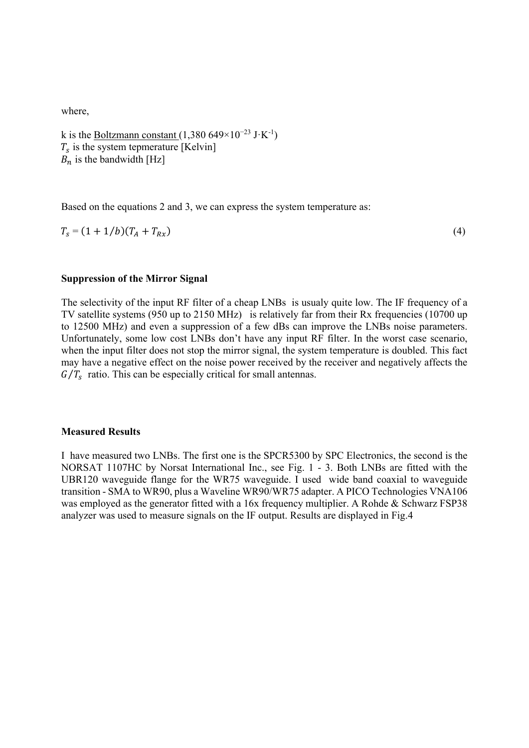where,

k is the Boltzmann constant (1,380 649×10$^{-23}$ J·K$^{-1}$)
$T_s$ is the system tepmerature [Kelvin]
$B_n$ is the bandwidth [Hz]

Based on the equations 2 and 3, we can express the system temperature as:

$$T_s = (1 + 1/b)(T_A + T_{Rx}) \tag{4}$$

**Suppression of the Mirror Signal**

The selectivity of the input RF filter of a cheap LNBs is usualy quite low. The IF frequency of a TV satellite systems (950 up to 2150 MHz) is relatively far from their Rx frequencies (10700 up to 12500 MHz) and even a suppression of a few dBs can improve the LNBs noise parameters. Unfortunately, some low cost LNBs don't have any input RF filter. In the worst case scenario, when the input filter does not stop the mirror signal, the system temperature is doubled. This fact may have a negative effect on the noise power received by the receiver and negatively affects the $G/T_s$ ratio. This can be especially critical for small antennas.

**Measured Results**

I have measured two LNBs. The first one is the SPCR5300 by SPC Electronics, the second is the NORSAT 1107HC by Norsat International Inc., see Fig. 1 - 3. Both LNBs are fitted with the UBR120 waveguide flange for the WR75 waveguide. I used wide band coaxial to waveguide transition - SMA to WR90, plus a Waveline WR90/WR75 adapter. A PICO Technologies VNA106 was employed as the generator fitted with a 16x frequency multiplier. A Rohde & Schwarz FSP38 analyzer was used to measure signals on the IF output. Results are displayed in Fig.4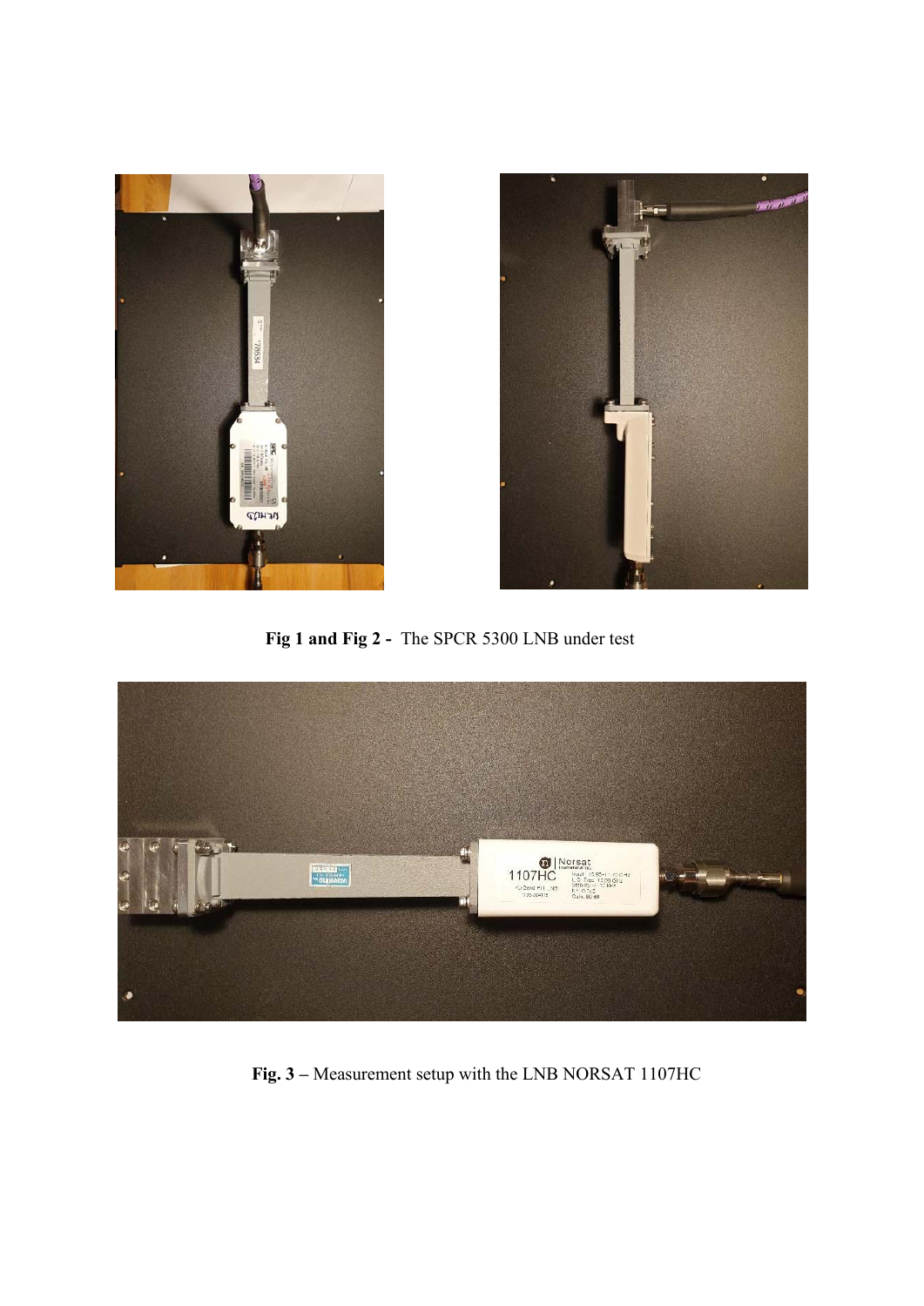**Fig 1 and Fig 2 -** The SPCR 5300 LNB under test

**Fig. 3 –** Measurement setup with the LNB NORSAT 1107HC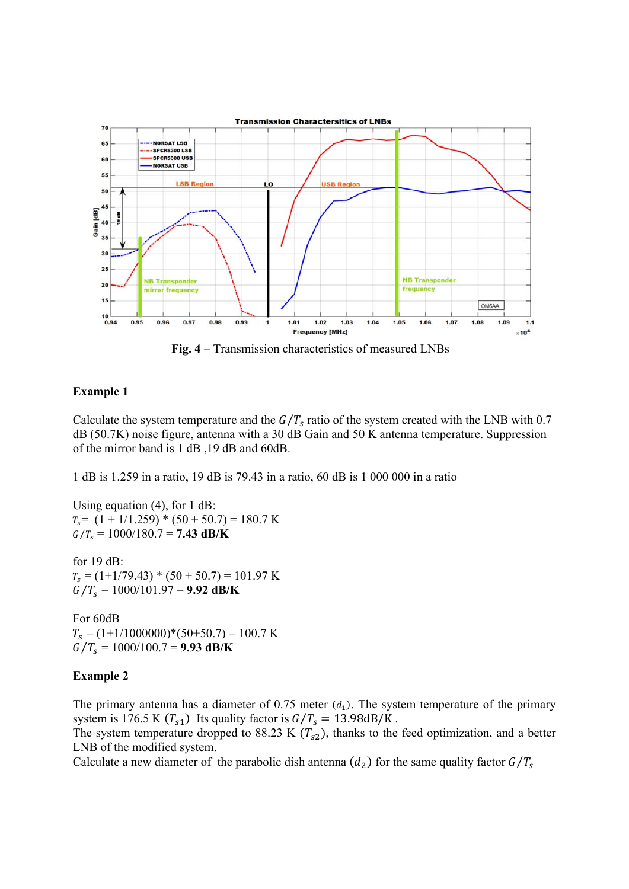**Fig. 4** – Transmission characteristics of measured LNBs

**Example 1**

Calculate the system temperature and the $G/T_s$ ratio of the system created with the LNB with 0.7 dB (50.7K) noise figure, antenna with a 30 dB Gain and 50 K antenna temperature. Suppression of the mirror band is 1 dB ,19 dB and 60dB.

1 dB is 1.259 in a ratio, 19 dB is 79.43 in a ratio, 60 dB is 1 000 000 in a ratio

Using equation (4), for 1 dB:
$T_s$= (1 + 1/1.259) * (50 + 50.7) = 180.7 K
$G/T_s$ = 1000/180.7 = **7.43 dB/K**

for 19 dB:
$T_s$ = (1+1/79.43) * (50 + 50.7) = 101.97 K
$G/T_s$ = 1000/101.97 = **9.92 dB/K**

For 60dB
$T_s$ = (1+1/1000000)*(50+50.7) = 100.7 K
$G/T_s$ = 1000/100.7 = **9.93 dB/K**

**Example 2**

The primary antenna has a diameter of 0.75 meter ($d_1$). The system temperature of the primary system is 176.5 K ($T_{s1}$) Its quality factor is $G/T_s = 13.98\text{dB/K}$ .
The system temperature dropped to 88.23 K ($T_{s2}$), thanks to the feed optimization, and a better LNB of the modified system.
Calculate a new diameter of the parabolic dish antenna ($d_2$) for the same quality factor $G/T_s$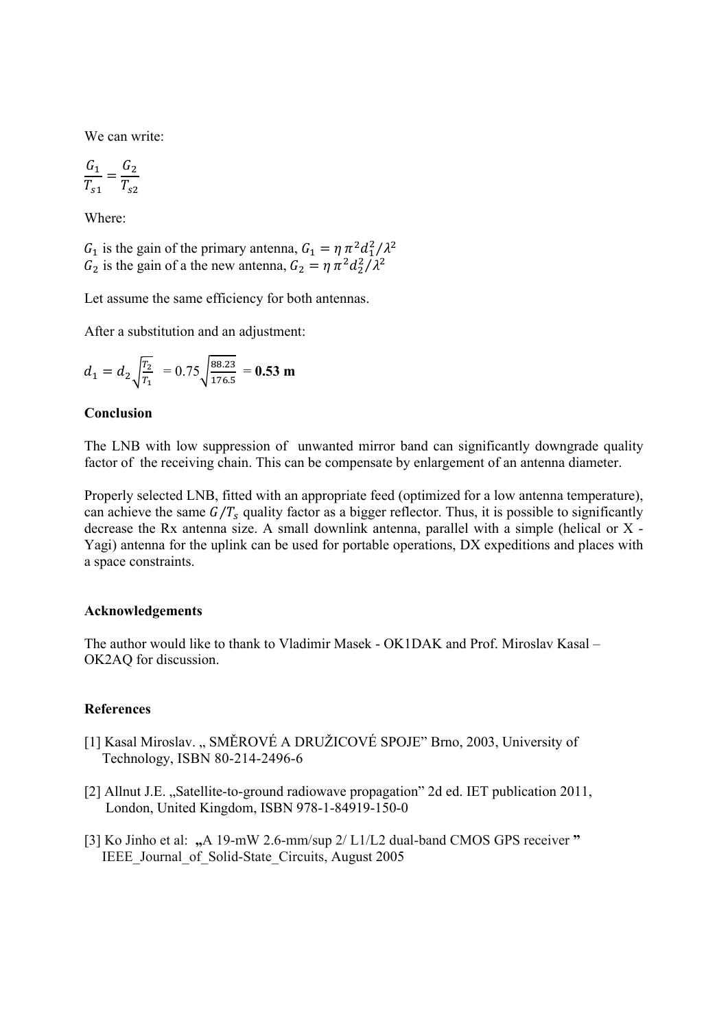We can write:

$$\frac{G_1}{T_{s1}} = \frac{G_2}{T_{s2}}$$

Where:

$G_1$ is the gain of the primary antenna, $G_1 = \eta\,\pi^2 d_1^2/\lambda^2$
$G_2$ is the gain of a the new antenna, $G_2 = \eta\,\pi^2 d_2^2/\lambda^2$

Let assume the same efficiency for both antennas.

After a substitution and an adjustment:

$$d_1 = d_2\sqrt{\frac{T_2}{T_1}} = 0.75\sqrt{\frac{88.23}{176.5}} = \mathbf{0.53\ m}$$

**Conclusion**

The LNB with low suppression of unwanted mirror band can significantly downgrade quality factor of the receiving chain. This can be compensate by enlargement of an antenna diameter.

Properly selected LNB, fitted with an appropriate feed (optimized for a low antenna temperature), can achieve the same $G/T_s$ quality factor as a bigger reflector. Thus, it is possible to significantly decrease the Rx antenna size. A small downlink antenna, parallel with a simple (helical or X - Yagi) antenna for the uplink can be used for portable operations, DX expeditions and places with a space constraints.

**Acknowledgements**

The author would like to thank to Vladimir Masek - OK1DAK and Prof. Miroslav Kasal – OK2AQ for discussion.

**References**

[1] Kasal Miroslav. „ SMĚROVÉ A DRUŽICOVÉ SPOJE" Brno, 2003, University of Technology, ISBN 80-214-2496-6

[2] Allnut J.E. „Satellite-to-ground radiowave propagation" 2d ed. IET publication 2011, London, United Kingdom, ISBN 978-1-84919-150-0

[3] Ko Jinho et al: **„**A 19-mW 2.6-mm/sup 2/ L1/L2 dual-band CMOS GPS receiver **"** IEEE_Journal_of_Solid-State_Circuits, August 2005